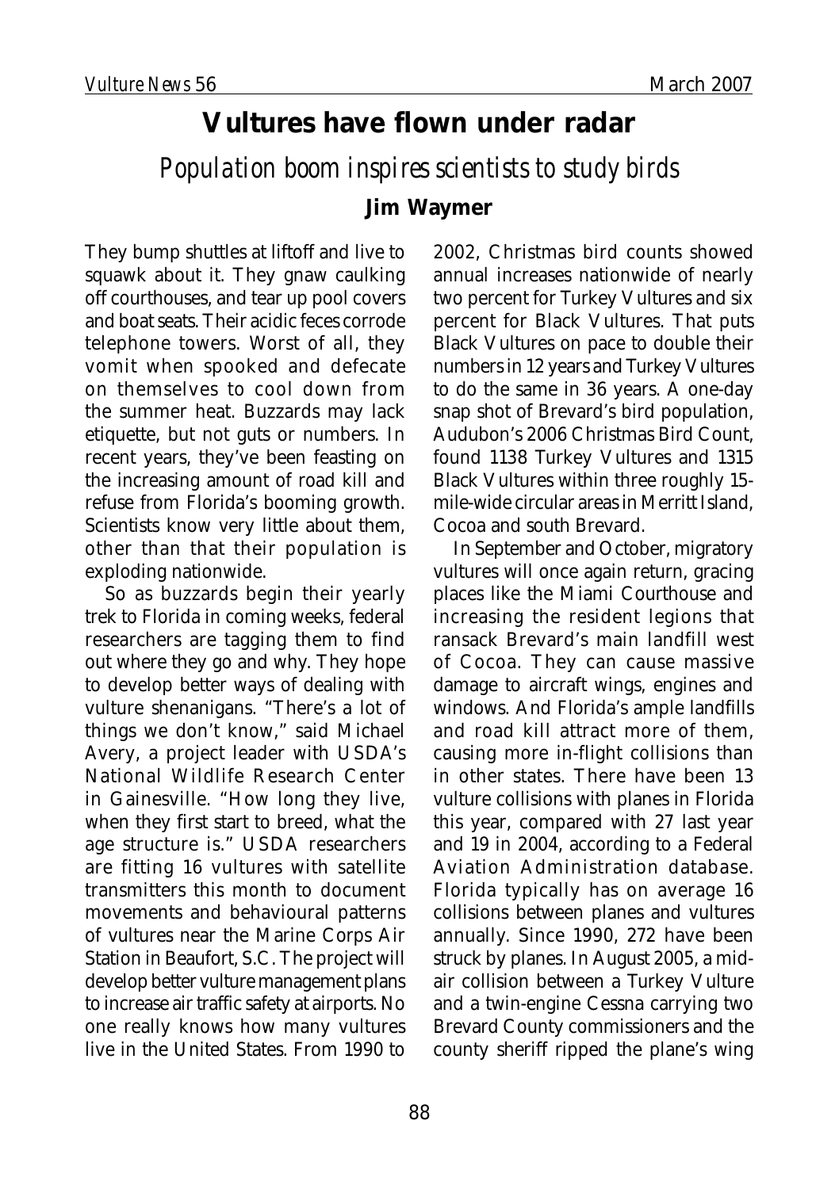# Vultures have flown under radar

## *Population boom inspires scientists to study birds*

**Jim Waymer**

They bump shuttles at liftoff and live to squawk about it. They gnaw caulking off courthouses, and tear up pool covers and boat seats. Their acidic feces corrode telephone towers. Worst of all, they vomit when spooked and defecate on themselves to cool down from the summer heat. Buzzards may lack etiquette, but not guts or numbers. In recent years, they've been feasting on the increasing amount of road kill and refuse from Florida's booming growth. Scientists know very little about them, other than that their population is exploding nationwide.

So as buzzards begin their yearly trek to Florida in coming weeks, federal researchers are tagging them to find out where they go and why. They hope to develop better ways of dealing with vulture shenanigans. "There's a lot of things we don't know," said Michael Avery, a project leader with USDA's National Wildlife Research Center in Gainesville. "How long they live, when they first start to breed, what the age structure is." USDA researchers are fitting 16 vultures with satellite transmitters this month to document movements and behavioural patterns of vultures near the Marine Corps Air Station in Beaufort, S.C. The project will develop better vulture management plans to increase air traffic safety at airports. No one really knows how many vultures live in the United States. From 1990 to 2002, Christmas bird counts showed annual increases nationwide of nearly two percent for Turkey Vultures and six percent for Black Vultures. That puts Black Vultures on pace to double their numbers in 12 years and Turkey Vultures to do the same in 36 years. A one-day snap shot of Brevard's bird population, Audubon's 2006 Christmas Bird Count, found 1138 Turkey Vultures and 1315 Black Vultures within three roughly 15-mile-wide circular areas in Merritt Island, Cocoa and south Brevard.

In September and October, migratory vultures will once again return, gracing places like the Miami Courthouse and increasing the resident legions that ransack Brevard's main landfill west of Cocoa. They can cause massive damage to aircraft wings, engines and windows. And Florida's ample landfills and road kill attract more of them, causing more in-flight collisions than in other states. There have been 13 vulture collisions with planes in Florida this year, compared with 27 last year and 19 in 2004, according to a Federal Aviation Administration database. Florida typically has on average 16 collisions between planes and vultures annually. Since 1990, 272 have been struck by planes. In August 2005, a mid-air collision between a Turkey Vulture and a twin-engine Cessna carrying two Brevard County commissioners and the county sheriff ripped the plane's wing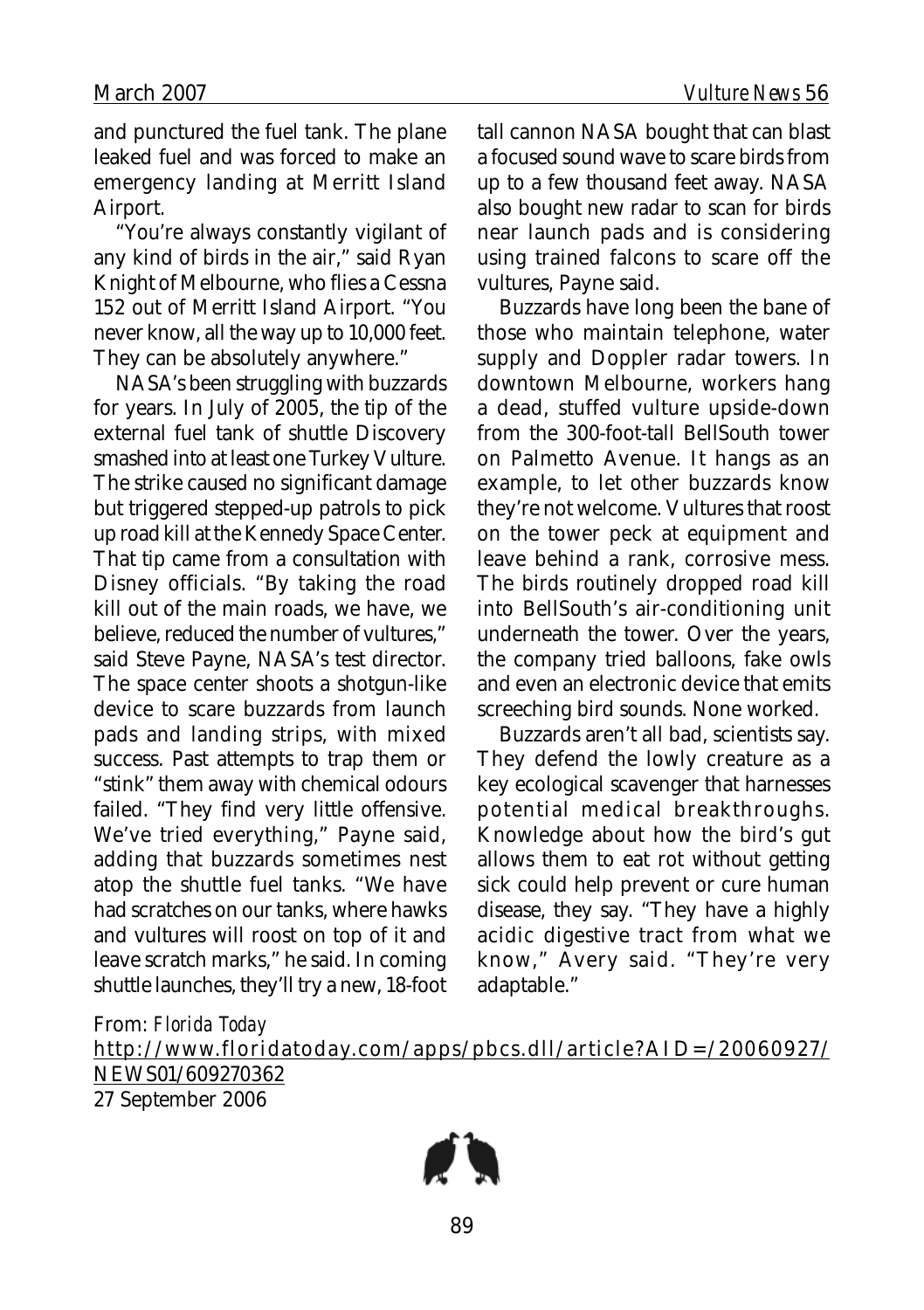and punctured the fuel tank. The plane leaked fuel and was forced to make an emergency landing at Merritt Island Airport.

"You're always constantly vigilant of any kind of birds in the air," said Ryan Knight of Melbourne, who flies a Cessna 152 out of Merritt Island Airport. "You never know, all the way up to 10,000 feet. They can be absolutely anywhere."

NASA's been struggling with buzzards for years. In July of 2005, the tip of the external fuel tank of shuttle Discovery smashed into at least one Turkey Vulture. The strike caused no significant damage but triggered stepped-up patrols to pick up road kill at the Kennedy Space Center. That tip came from a consultation with Disney officials. "By taking the road kill out of the main roads, we have, we believe, reduced the number of vultures," said Steve Payne, NASA's test director. The space center shoots a shotgun-like device to scare buzzards from launch pads and landing strips, with mixed success. Past attempts to trap them or "stink" them away with chemical odours failed. "They find very little offensive. We've tried everything," Payne said, adding that buzzards sometimes nest atop the shuttle fuel tanks. "We have had scratches on our tanks, where hawks and vultures will roost on top of it and leave scratch marks," he said. In coming shuttle launches, they'll try a new, 18-foot tall cannon NASA bought that can blast a focused sound wave to scare birds from up to a few thousand feet away. NASA also bought new radar to scan for birds near launch pads and is considering using trained falcons to scare off the vultures, Payne said.

Buzzards have long been the bane of those who maintain telephone, water supply and Doppler radar towers. In downtown Melbourne, workers hang a dead, stuffed vulture upside-down from the 300-foot-tall BellSouth tower on Palmetto Avenue. It hangs as an example, to let other buzzards know they're not welcome. Vultures that roost on the tower peck at equipment and leave behind a rank, corrosive mess. The birds routinely dropped road kill into BellSouth's air-conditioning unit underneath the tower. Over the years, the company tried balloons, fake owls and even an electronic device that emits screeching bird sounds. None worked.

Buzzards aren't all bad, scientists say. They defend the lowly creature as a key ecological scavenger that harnesses potential medical breakthroughs. Knowledge about how the bird's gut allows them to eat rot without getting sick could help prevent or cure human disease, they say. "They have a highly acidic digestive tract from what we know," Avery said. "They're very adaptable."

From: *Florida Today*
http://www.floridatoday.com/apps/pbcs.dll/article?AID=/20060927/NEWS01/609270362
27 September 2006